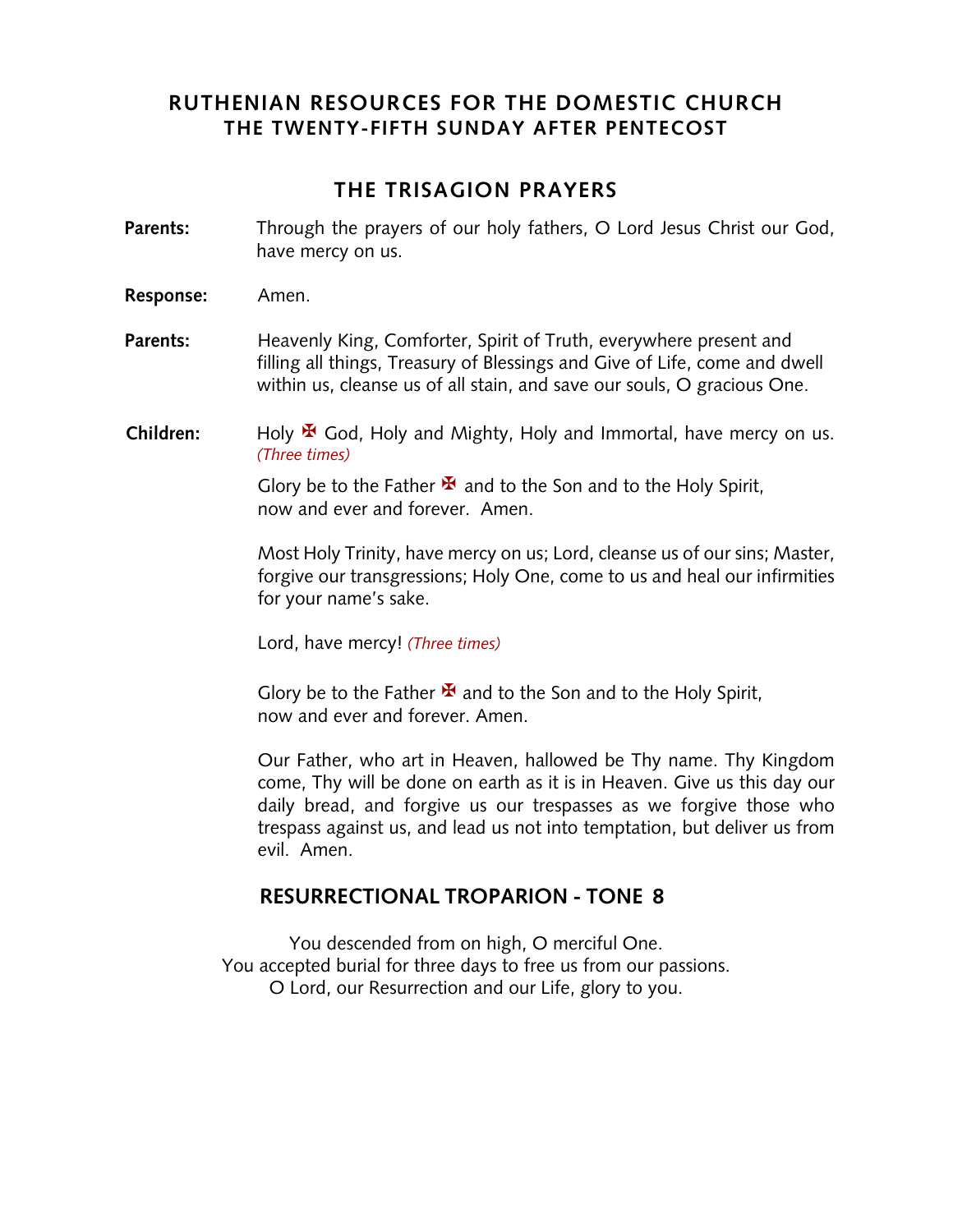# RUTHENIAN RESOURCES FOR THE DOMESTIC CHURCH
## THE TWENTY-FIFTH SUNDAY AFTER PENTECOST

## THE TRISAGION PRAYERS

**Parents:** Through the prayers of our holy fathers, O Lord Jesus Christ our God, have mercy on us.

**Response:** Amen.

**Parents:** Heavenly King, Comforter, Spirit of Truth, everywhere present and filling all things, Treasury of Blessings and Give of Life, come and dwell within us, cleanse us of all stain, and save our souls, O gracious One.

**Children:** Holy ✠ God, Holy and Mighty, Holy and Immortal, have mercy on us. *(Three times)*

Glory be to the Father ✠ and to the Son and to the Holy Spirit,
now and ever and forever. Amen.

Most Holy Trinity, have mercy on us; Lord, cleanse us of our sins; Master, forgive our transgressions; Holy One, come to us and heal our infirmities for your name's sake.

Lord, have mercy! *(Three times)*

Glory be to the Father ✠ and to the Son and to the Holy Spirit,
now and ever and forever. Amen.

Our Father, who art in Heaven, hallowed be Thy name. Thy Kingdom come, Thy will be done on earth as it is in Heaven. Give us this day our daily bread, and forgive us our trespasses as we forgive those who trespass against us, and lead us not into temptation, but deliver us from evil. Amen.

## RESURRECTIONAL TROPARION - TONE 8

You descended from on high, O merciful One.
You accepted burial for three days to free us from our passions.
O Lord, our Resurrection and our Life, glory to you.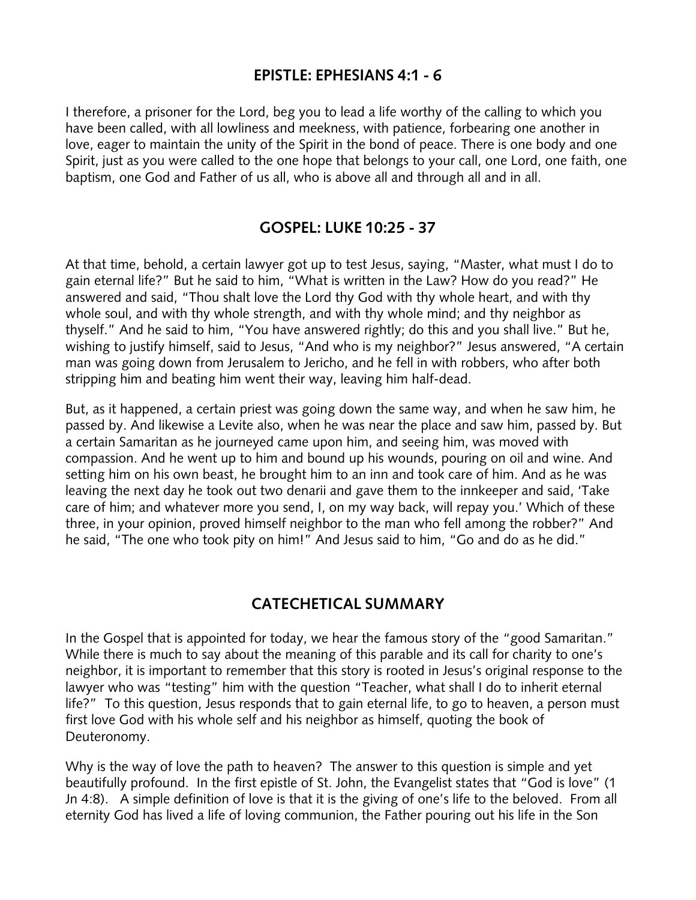## EPISTLE: EPHESIANS 4:1 - 6

I therefore, a prisoner for the Lord, beg you to lead a life worthy of the calling to which you have been called, with all lowliness and meekness, with patience, forbearing one another in love, eager to maintain the unity of the Spirit in the bond of peace. There is one body and one Spirit, just as you were called to the one hope that belongs to your call, one Lord, one faith, one baptism, one God and Father of us all, who is above all and through all and in all.

## GOSPEL: LUKE 10:25 - 37

At that time, behold, a certain lawyer got up to test Jesus, saying, "Master, what must I do to gain eternal life?" But he said to him, "What is written in the Law? How do you read?" He answered and said, "Thou shalt love the Lord thy God with thy whole heart, and with thy whole soul, and with thy whole strength, and with thy whole mind; and thy neighbor as thyself." And he said to him, "You have answered rightly; do this and you shall live." But he, wishing to justify himself, said to Jesus, "And who is my neighbor?" Jesus answered, "A certain man was going down from Jerusalem to Jericho, and he fell in with robbers, who after both stripping him and beating him went their way, leaving him half-dead.

But, as it happened, a certain priest was going down the same way, and when he saw him, he passed by. And likewise a Levite also, when he was near the place and saw him, passed by. But a certain Samaritan as he journeyed came upon him, and seeing him, was moved with compassion. And he went up to him and bound up his wounds, pouring on oil and wine. And setting him on his own beast, he brought him to an inn and took care of him. And as he was leaving the next day he took out two denarii and gave them to the innkeeper and said, 'Take care of him; and whatever more you send, I, on my way back, will repay you.' Which of these three, in your opinion, proved himself neighbor to the man who fell among the robber?" And he said, "The one who took pity on him!" And Jesus said to him, "Go and do as he did."

## CATECHETICAL SUMMARY

In the Gospel that is appointed for today, we hear the famous story of the "good Samaritan." While there is much to say about the meaning of this parable and its call for charity to one's neighbor, it is important to remember that this story is rooted in Jesus's original response to the lawyer who was "testing" him with the question "Teacher, what shall I do to inherit eternal life?" To this question, Jesus responds that to gain eternal life, to go to heaven, a person must first love God with his whole self and his neighbor as himself, quoting the book of Deuteronomy.

Why is the way of love the path to heaven? The answer to this question is simple and yet beautifully profound. In the first epistle of St. John, the Evangelist states that "God is love" (1 Jn 4:8). A simple definition of love is that it is the giving of one's life to the beloved. From all eternity God has lived a life of loving communion, the Father pouring out his life in the Son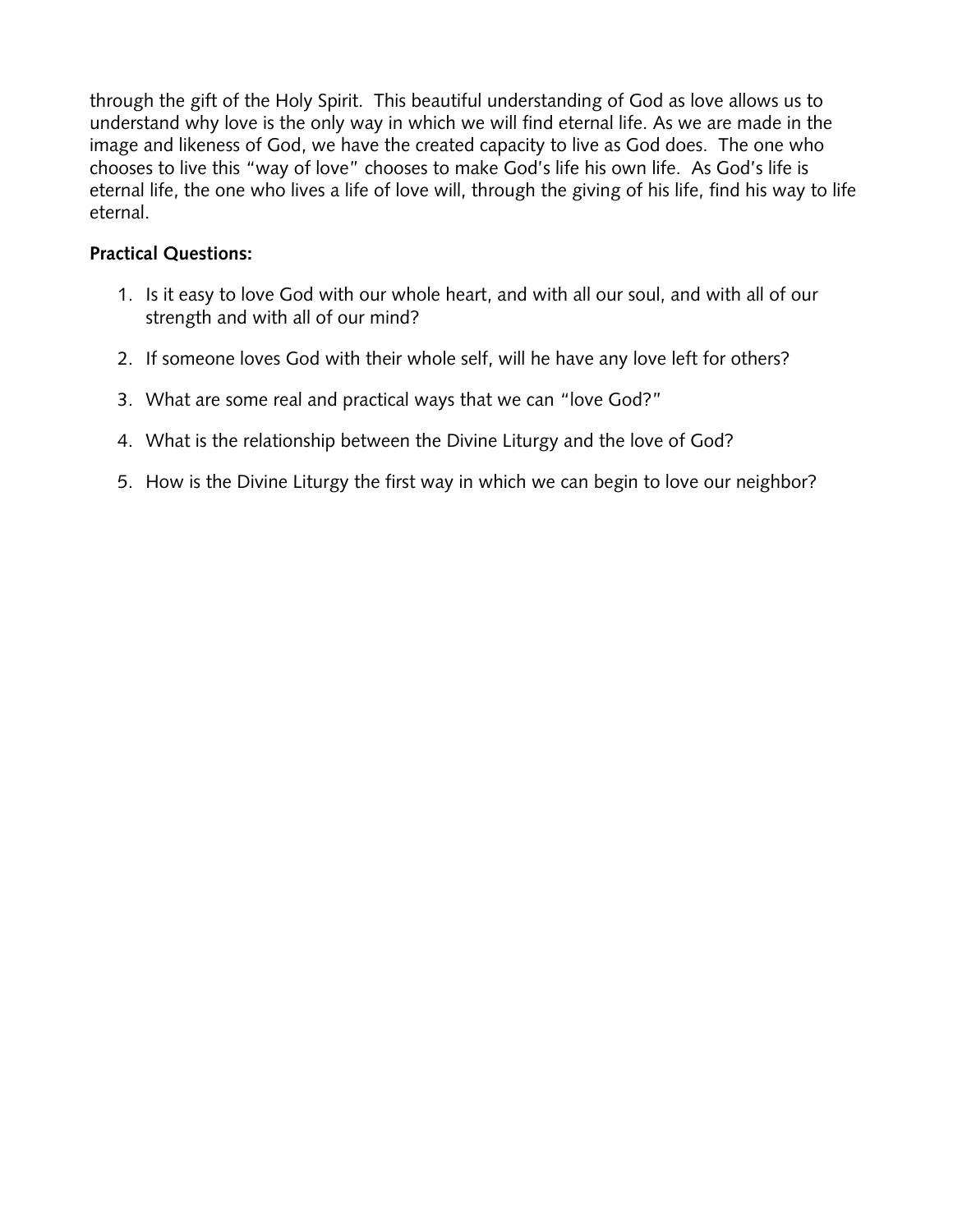through the gift of the Holy Spirit. This beautiful understanding of God as love allows us to understand why love is the only way in which we will find eternal life. As we are made in the image and likeness of God, we have the created capacity to live as God does. The one who chooses to live this "way of love" chooses to make God's life his own life. As God's life is eternal life, the one who lives a life of love will, through the giving of his life, find his way to life eternal.

**Practical Questions:**

1. Is it easy to love God with our whole heart, and with all our soul, and with all of our strength and with all of our mind?
2. If someone loves God with their whole self, will he have any love left for others?
3. What are some real and practical ways that we can "love God?"
4. What is the relationship between the Divine Liturgy and the love of God?
5. How is the Divine Liturgy the first way in which we can begin to love our neighbor?